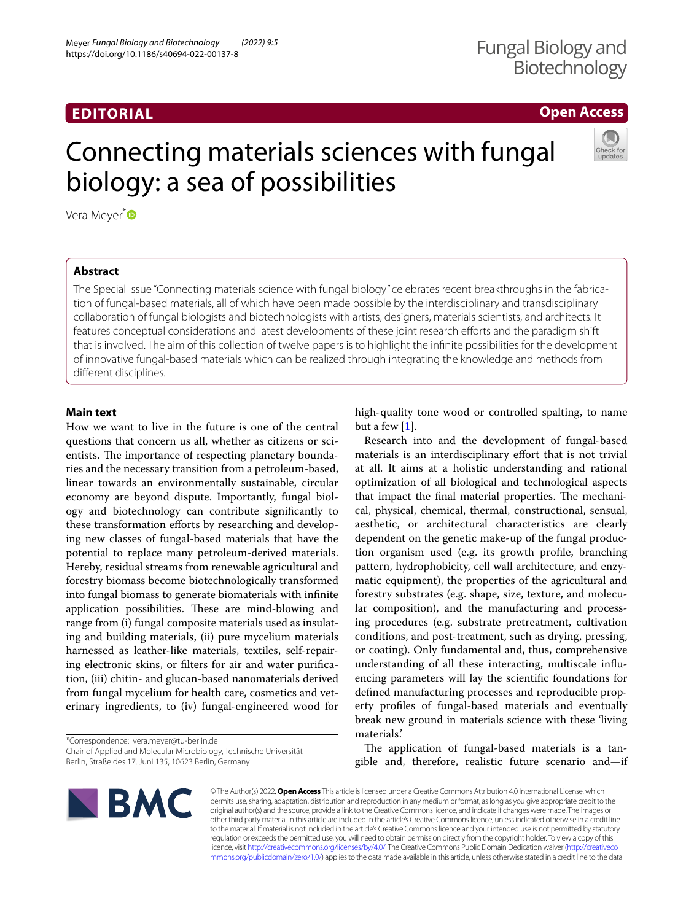EDITORIAL

Open Access

# Connecting materials sciences with fungal biology: a sea of possibilities

Vera Meyer*

## Abstract

The Special Issue "Connecting materials science with fungal biology" celebrates recent breakthroughs in the fabrication of fungal-based materials, all of which have been made possible by the interdisciplinary and transdisciplinary collaboration of fungal biologists and biotechnologists with artists, designers, materials scientists, and architects. It features conceptual considerations and latest developments of these joint research efforts and the paradigm shift that is involved. The aim of this collection of twelve papers is to highlight the infinite possibilities for the development of innovative fungal-based materials which can be realized through integrating the knowledge and methods from different disciplines.

## Main text

How we want to live in the future is one of the central questions that concern us all, whether as citizens or scientists. The importance of respecting planetary boundaries and the necessary transition from a petroleum-based, linear towards an environmentally sustainable, circular economy are beyond dispute. Importantly, fungal biology and biotechnology can contribute significantly to these transformation efforts by researching and developing new classes of fungal-based materials that have the potential to replace many petroleum-derived materials. Hereby, residual streams from renewable agricultural and forestry biomass become biotechnologically transformed into fungal biomass to generate biomaterials with infinite application possibilities. These are mind-blowing and range from (i) fungal composite materials used as insulating and building materials, (ii) pure mycelium materials harnessed as leather-like materials, textiles, self-repairing electronic skins, or filters for air and water purification, (iii) chitin- and glucan-based nanomaterials derived from fungal mycelium for health care, cosmetics and veterinary ingredients, to (iv) fungal-engineered wood for high-quality tone wood or controlled spalting, to name but a few [1].

Research into and the development of fungal-based materials is an interdisciplinary effort that is not trivial at all. It aims at a holistic understanding and rational optimization of all biological and technological aspects that impact the final material properties. The mechanical, physical, chemical, thermal, constructional, sensual, aesthetic, or architectural characteristics are clearly dependent on the genetic make-up of the fungal production organism used (e.g. its growth profile, branching pattern, hydrophobicity, cell wall architecture, and enzymatic equipment), the properties of the agricultural and forestry substrates (e.g. shape, size, texture, and molecular composition), and the manufacturing and processing procedures (e.g. substrate pretreatment, cultivation conditions, and post-treatment, such as drying, pressing, or coating). Only fundamental and, thus, comprehensive understanding of all these interacting, multiscale influencing parameters will lay the scientific foundations for defined manufacturing processes and reproducible property profiles of fungal-based materials and eventually break new ground in materials science with these 'living materials.'

The application of fungal-based materials is a tangible and, therefore, realistic future scenario and—if

*Correspondence: vera.meyer@tu-berlin.de
Chair of Applied and Molecular Microbiology, Technische Universität Berlin, Straße des 17. Juni 135, 10623 Berlin, Germany

© The Author(s) 2022. **Open Access** This article is licensed under a Creative Commons Attribution 4.0 International License, which permits use, sharing, adaptation, distribution and reproduction in any medium or format, as long as you give appropriate credit to the original author(s) and the source, provide a link to the Creative Commons licence, and indicate if changes were made. The images or other third party material in this article are included in the article's Creative Commons licence, unless indicated otherwise in a credit line to the material. If material is not included in the article's Creative Commons licence and your intended use is not permitted by statutory regulation or exceeds the permitted use, you will need to obtain permission directly from the copyright holder. To view a copy of this licence, visit http://creativecommons.org/licenses/by/4.0/. The Creative Commons Public Domain Dedication waiver (http://creativecommons.org/publicdomain/zero/1.0/) applies to the data made available in this article, unless otherwise stated in a credit line to the data.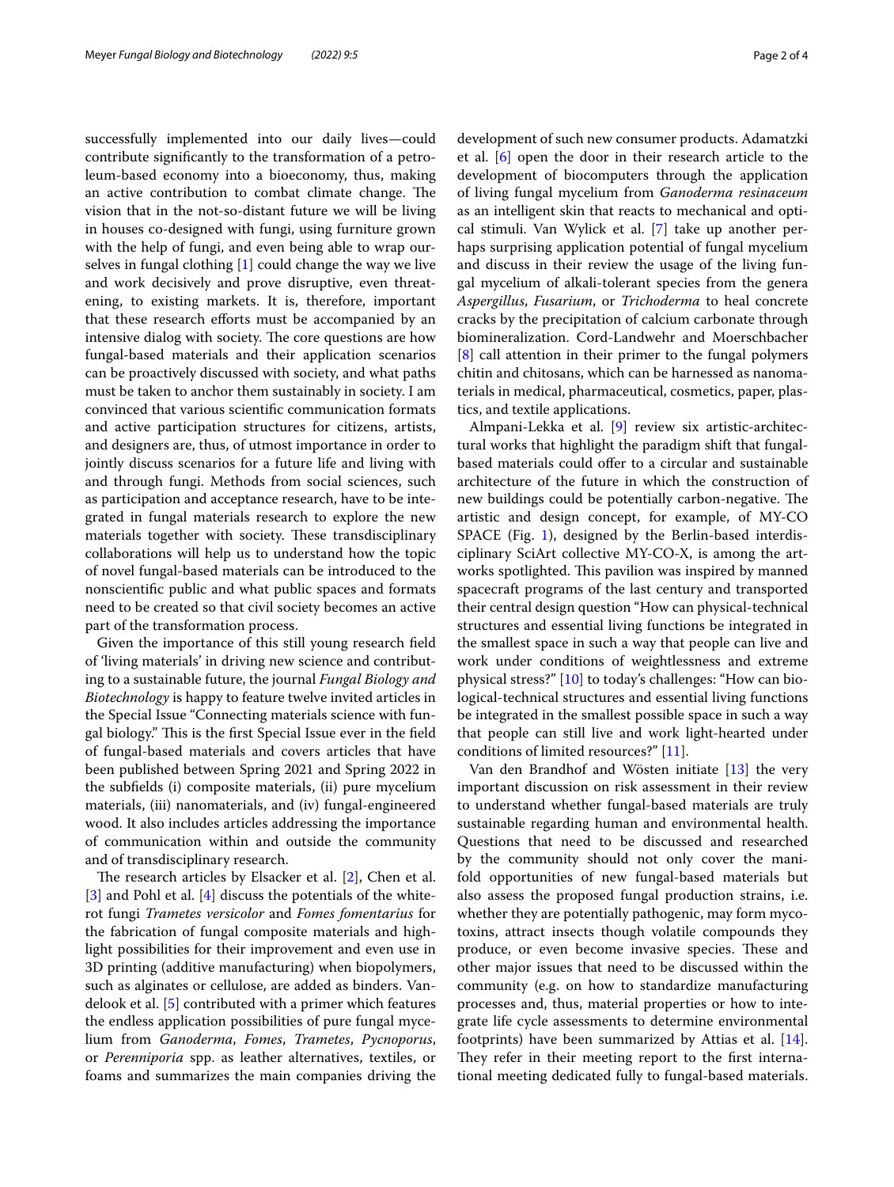successfully implemented into our daily lives—could contribute significantly to the transformation of a petroleum-based economy into a bioeconomy, thus, making an active contribution to combat climate change. The vision that in the not-so-distant future we will be living in houses co-designed with fungi, using furniture grown with the help of fungi, and even being able to wrap ourselves in fungal clothing [1] could change the way we live and work decisively and prove disruptive, even threatening, to existing markets. It is, therefore, important that these research efforts must be accompanied by an intensive dialog with society. The core questions are how fungal-based materials and their application scenarios can be proactively discussed with society, and what paths must be taken to anchor them sustainably in society. I am convinced that various scientific communication formats and active participation structures for citizens, artists, and designers are, thus, of utmost importance in order to jointly discuss scenarios for a future life and living with and through fungi. Methods from social sciences, such as participation and acceptance research, have to be integrated in fungal materials research to explore the new materials together with society. These transdisciplinary collaborations will help us to understand how the topic of novel fungal-based materials can be introduced to the nonscientific public and what public spaces and formats need to be created so that civil society becomes an active part of the transformation process.

Given the importance of this still young research field of 'living materials' in driving new science and contributing to a sustainable future, the journal *Fungal Biology and Biotechnology* is happy to feature twelve invited articles in the Special Issue "Connecting materials science with fungal biology." This is the first Special Issue ever in the field of fungal-based materials and covers articles that have been published between Spring 2021 and Spring 2022 in the subfields (i) composite materials, (ii) pure mycelium materials, (iii) nanomaterials, and (iv) fungal-engineered wood. It also includes articles addressing the importance of communication within and outside the community and of transdisciplinary research.

The research articles by Elsacker et al. [2], Chen et al. [3] and Pohl et al. [4] discuss the potentials of the white-rot fungi *Trametes versicolor* and *Fomes fomentarius* for the fabrication of fungal composite materials and highlight possibilities for their improvement and even use in 3D printing (additive manufacturing) when biopolymers, such as alginates or cellulose, are added as binders. Vandelook et al. [5] contributed with a primer which features the endless application possibilities of pure fungal mycelium from *Ganoderma*, *Fomes*, *Trametes*, *Pycnoporus*, or *Perenniporia* spp. as leather alternatives, textiles, or foams and summarizes the main companies driving the development of such new consumer products. Adamatzki et al. [6] open the door in their research article to the development of biocomputers through the application of living fungal mycelium from *Ganoderma resinaceum* as an intelligent skin that reacts to mechanical and optical stimuli. Van Wylick et al. [7] take up another perhaps surprising application potential of fungal mycelium and discuss in their review the usage of the living fungal mycelium of alkali-tolerant species from the genera *Aspergillus*, *Fusarium*, or *Trichoderma* to heal concrete cracks by the precipitation of calcium carbonate through biomineralization. Cord-Landwehr and Moerschbacher [8] call attention in their primer to the fungal polymers chitin and chitosans, which can be harnessed as nanomaterials in medical, pharmaceutical, cosmetics, paper, plastics, and textile applications.

Almpani-Lekka et al. [9] review six artistic-architectural works that highlight the paradigm shift that fungal-based materials could offer to a circular and sustainable architecture of the future in which the construction of new buildings could be potentially carbon-negative. The artistic and design concept, for example, of MY-CO SPACE (Fig. 1), designed by the Berlin-based interdisciplinary SciArt collective MY-CO-X, is among the artworks spotlighted. This pavilion was inspired by manned spacecraft programs of the last century and transported their central design question "How can physical-technical structures and essential living functions be integrated in the smallest space in such a way that people can live and work under conditions of weightlessness and extreme physical stress?" [10] to today's challenges: "How can biological-technical structures and essential living functions be integrated in the smallest possible space in such a way that people can still live and work light-hearted under conditions of limited resources?" [11].

Van den Brandhof and Wösten initiate [13] the very important discussion on risk assessment in their review to understand whether fungal-based materials are truly sustainable regarding human and environmental health. Questions that need to be discussed and researched by the community should not only cover the manifold opportunities of new fungal-based materials but also assess the proposed fungal production strains, i.e. whether they are potentially pathogenic, may form mycotoxins, attract insects though volatile compounds they produce, or even become invasive species. These and other major issues that need to be discussed within the community (e.g. on how to standardize manufacturing processes and, thus, material properties or how to integrate life cycle assessments to determine environmental footprints) have been summarized by Attias et al. [14]. They refer in their meeting report to the first international meeting dedicated fully to fungal-based materials.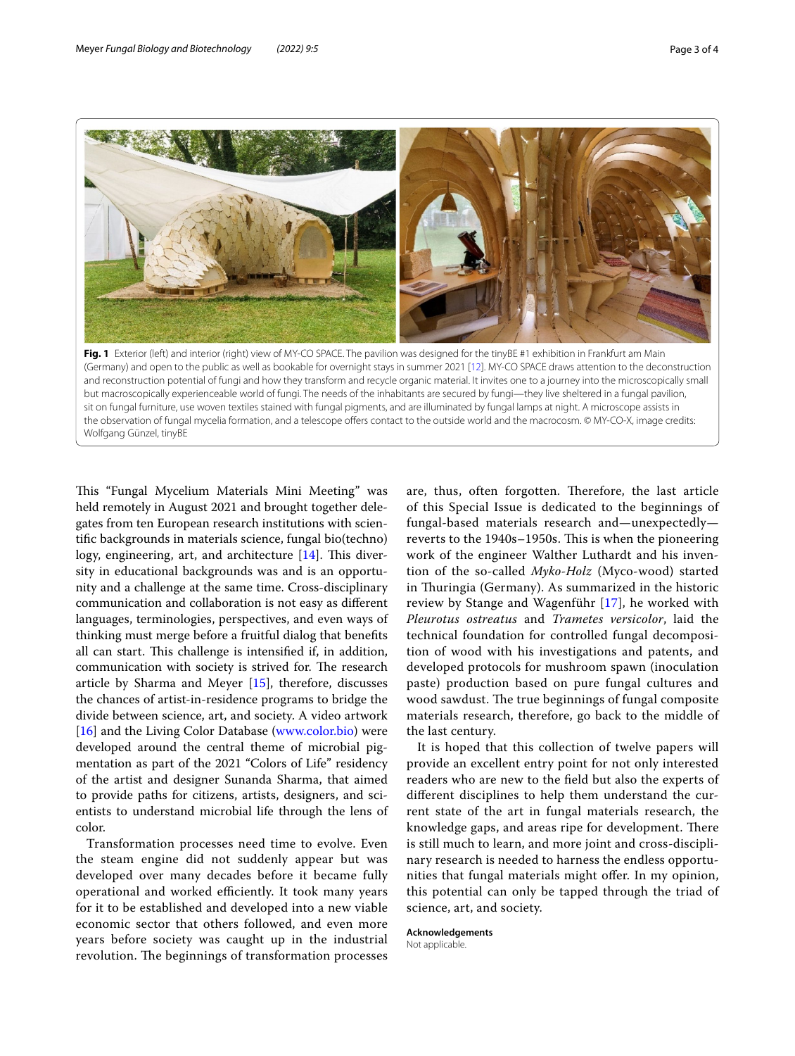**Fig. 1** Exterior (left) and interior (right) view of MY-CO SPACE. The pavilion was designed for the tinyBE #1 exhibition in Frankfurt am Main (Germany) and open to the public as well as bookable for overnight stays in summer 2021 [12]. MY-CO SPACE draws attention to the deconstruction and reconstruction potential of fungi and how they transform and recycle organic material. It invites one to a journey into the microscopically small but macroscopically experienceable world of fungi. The needs of the inhabitants are secured by fungi—they live sheltered in a fungal pavilion, sit on fungal furniture, use woven textiles stained with fungal pigments, and are illuminated by fungal lamps at night. A microscope assists in the observation of fungal mycelia formation, and a telescope offers contact to the outside world and the macrocosm. © MY-CO-X, image credits: Wolfgang Günzel, tinyBE

This "Fungal Mycelium Materials Mini Meeting" was held remotely in August 2021 and brought together delegates from ten European research institutions with scientific backgrounds in materials science, fungal bio(techno)logy, engineering, art, and architecture [14]. This diversity in educational backgrounds was and is an opportunity and a challenge at the same time. Cross-disciplinary communication and collaboration is not easy as different languages, terminologies, perspectives, and even ways of thinking must merge before a fruitful dialog that benefits all can start. This challenge is intensified if, in addition, communication with society is strived for. The research article by Sharma and Meyer [15], therefore, discusses the chances of artist-in-residence programs to bridge the divide between science, art, and society. A video artwork [16] and the Living Color Database (www.color.bio) were developed around the central theme of microbial pigmentation as part of the 2021 "Colors of Life" residency of the artist and designer Sunanda Sharma, that aimed to provide paths for citizens, artists, designers, and scientists to understand microbial life through the lens of color.

Transformation processes need time to evolve. Even the steam engine did not suddenly appear but was developed over many decades before it became fully operational and worked efficiently. It took many years for it to be established and developed into a new viable economic sector that others followed, and even more years before society was caught up in the industrial revolution. The beginnings of transformation processes are, thus, often forgotten. Therefore, the last article of this Special Issue is dedicated to the beginnings of fungal-based materials research and—unexpectedly—reverts to the 1940s–1950s. This is when the pioneering work of the engineer Walther Luthardt and his invention of the so-called *Myko-Holz* (Myco-wood) started in Thuringia (Germany). As summarized in the historic review by Stange and Wagenführ [17], he worked with *Pleurotus ostreatus* and *Trametes versicolor*, laid the technical foundation for controlled fungal decomposition of wood with his investigations and patents, and developed protocols for mushroom spawn (inoculation paste) production based on pure fungal cultures and wood sawdust. The true beginnings of fungal composite materials research, therefore, go back to the middle of the last century.

It is hoped that this collection of twelve papers will provide an excellent entry point for not only interested readers who are new to the field but also the experts of different disciplines to help them understand the current state of the art in fungal materials research, the knowledge gaps, and areas ripe for development. There is still much to learn, and more joint and cross-disciplinary research is needed to harness the endless opportunities that fungal materials might offer. In my opinion, this potential can only be tapped through the triad of science, art, and society.

**Acknowledgements**

Not applicable.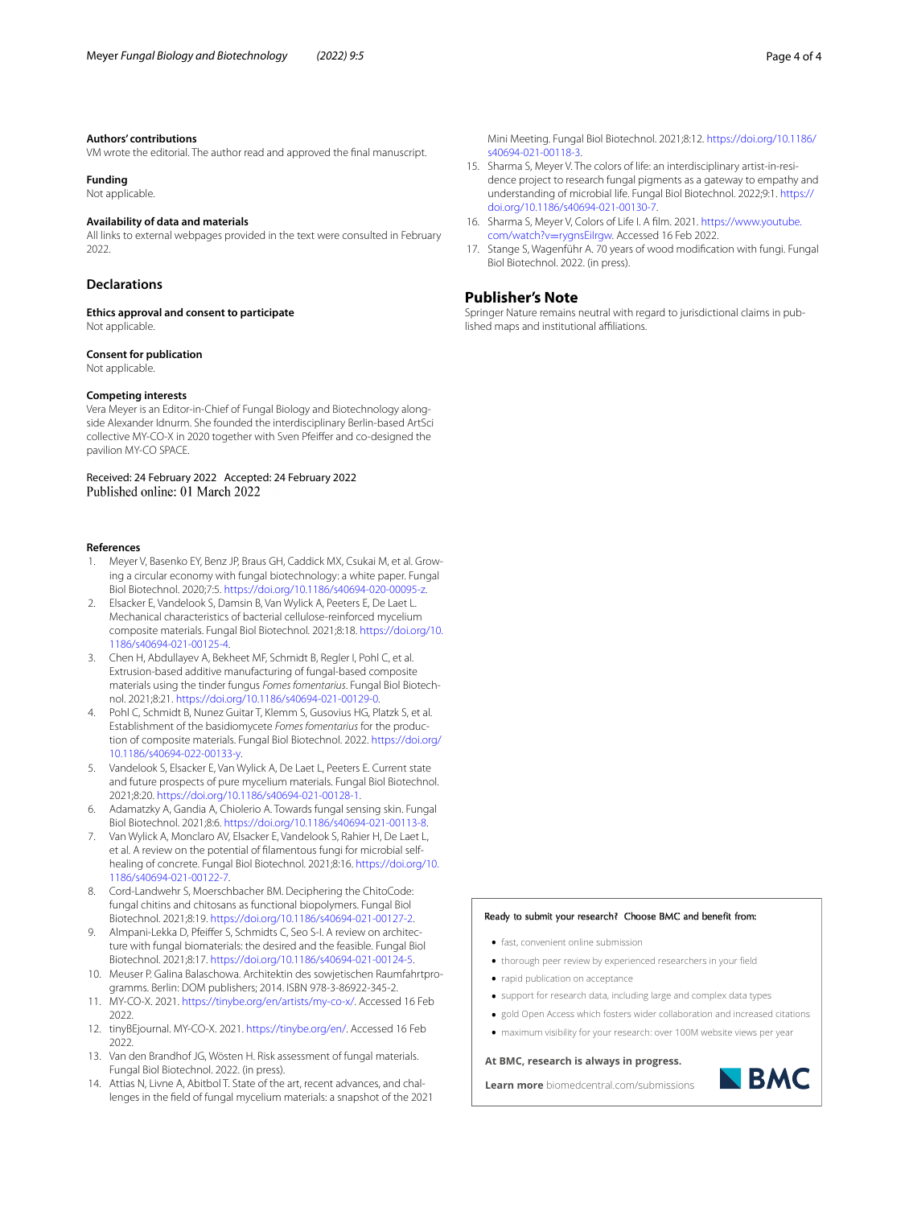### Authors' contributions

VM wrote the editorial. The author read and approved the final manuscript.

### Funding

Not applicable.

### Availability of data and materials

All links to external webpages provided in the text were consulted in February 2022.

## Declarations

### Ethics approval and consent to participate

Not applicable.

### Consent for publication

Not applicable.

### Competing interests

Vera Meyer is an Editor-in-Chief of Fungal Biology and Biotechnology alongside Alexander Idnurm. She founded the interdisciplinary Berlin-based ArtSci collective MY-CO-X in 2020 together with Sven Pfeiffer and co-designed the pavilion MY-CO SPACE.

Received: 24 February 2022 Accepted: 24 February 2022
Published online: 01 March 2022

### References

1. Meyer V, Basenko EY, Benz JP, Braus GH, Caddick MX, Csukai M, et al. Growing a circular economy with fungal biotechnology: a white paper. Fungal Biol Biotechnol. 2020;7:5. https://doi.org/10.1186/s40694-020-00095-z.
2. Elsacker E, Vandelook S, Damsin B, Van Wylick A, Peeters E, De Laet L. Mechanical characteristics of bacterial cellulose-reinforced mycelium composite materials. Fungal Biol Biotechnol. 2021;8:18. https://doi.org/10.1186/s40694-021-00125-4.
3. Chen H, Abdullayev A, Bekheet MF, Schmidt B, Regler I, Pohl C, et al. Extrusion-based additive manufacturing of fungal-based composite materials using the tinder fungus *Fomes fomentarius*. Fungal Biol Biotechnol. 2021;8:21. https://doi.org/10.1186/s40694-021-00129-0.
4. Pohl C, Schmidt B, Nunez Guitar T, Klemm S, Gusovius HG, Platzk S, et al. Establishment of the basidiomycete *Fomes fomentarius* for the production of composite materials. Fungal Biol Biotechnol. 2022. https://doi.org/10.1186/s40694-022-00133-y.
5. Vandelook S, Elsacker E, Van Wylick A, De Laet L, Peeters E. Current state and future prospects of pure mycelium materials. Fungal Biol Biotechnol. 2021;8:20. https://doi.org/10.1186/s40694-021-00128-1.
6. Adamatzky A, Gandia A, Chiolerio A. Towards fungal sensing skin. Fungal Biol Biotechnol. 2021;8:6. https://doi.org/10.1186/s40694-021-00113-8.
7. Van Wylick A, Monclaro AV, Elsacker E, Vandelook S, Rahier H, De Laet L, et al. A review on the potential of filamentous fungi for microbial self-healing of concrete. Fungal Biol Biotechnol. 2021;8:16. https://doi.org/10.1186/s40694-021-00122-7.
8. Cord-Landwehr S, Moerschbacher BM. Deciphering the ChitoCode: fungal chitins and chitosans as functional biopolymers. Fungal Biol Biotechnol. 2021;8:19. https://doi.org/10.1186/s40694-021-00127-2.
9. Almpani-Lekka D, Pfeiffer S, Schmidts C, Seo S-I. A review on architecture with fungal biomaterials: the desired and the feasible. Fungal Biol Biotechnol. 2021;8:17. https://doi.org/10.1186/s40694-021-00124-5.
10. Meuser P. Galina Balaschowa. Architektin des sowjetischen Raumfahrtprogramms. Berlin: DOM publishers; 2014. ISBN 978-3-86922-345-2.
11. MY-CO-X. 2021. https://tinybe.org/en/artists/my-co-x/. Accessed 16 Feb 2022.
12. tinyBEjournal. MY-CO-X. 2021. https://tinybe.org/en/. Accessed 16 Feb 2022.
13. Van den Brandhof JG, Wösten H. Risk assessment of fungal materials. Fungal Biol Biotechnol. 2022. (in press).
14. Attias N, Livne A, Abitbol T. State of the art, recent advances, and challenges in the field of fungal mycelium materials: a snapshot of the 2021 Mini Meeting. Fungal Biol Biotechnol. 2021;8:12. https://doi.org/10.1186/s40694-021-00118-3.
15. Sharma S, Meyer V. The colors of life: an interdisciplinary artist-in-residence project to research fungal pigments as a gateway to empathy and understanding of microbial life. Fungal Biol Biotechnol. 2022;9:1. https://doi.org/10.1186/s40694-021-00130-7.
16. Sharma S, Meyer V, Colors of Life I. A film. 2021. https://www.youtube.com/watch?v=rygnsEiIrgw. Accessed 16 Feb 2022.
17. Stange S, Wagenführ A. 70 years of wood modification with fungi. Fungal Biol Biotechnol. 2022. (in press).

## Publisher's Note

Springer Nature remains neutral with regard to jurisdictional claims in published maps and institutional affiliations.

Ready to submit your research? Choose BMC and benefit from:

- fast, convenient online submission
- thorough peer review by experienced researchers in your field
- rapid publication on acceptance
- support for research data, including large and complex data types
- gold Open Access which fosters wider collaboration and increased citations
- maximum visibility for your research: over 100M website views per year

**At BMC, research is always in progress.**

**Learn more** biomedcentral.com/submissions

BMC